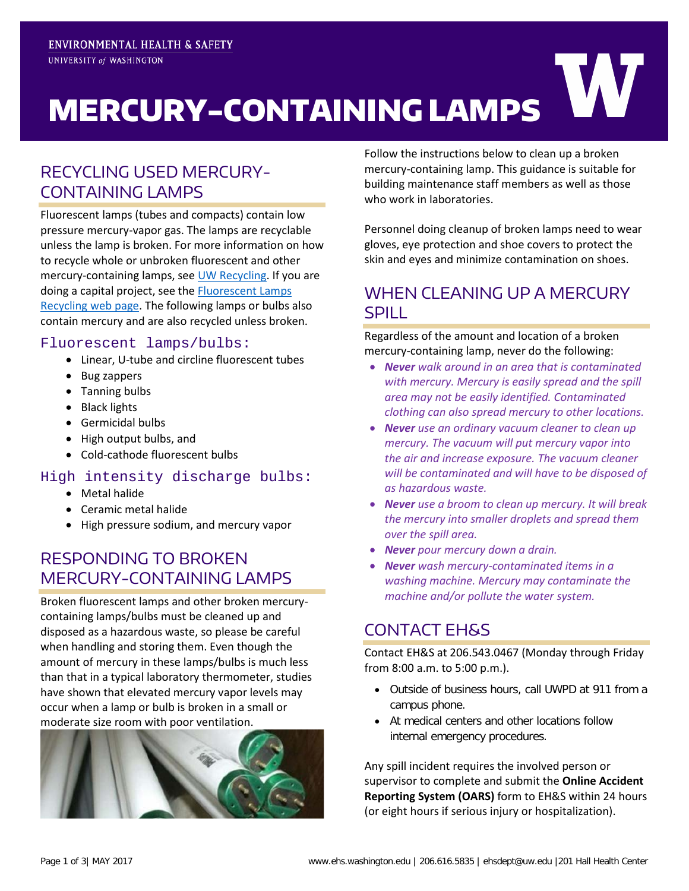ENVIRONMENTAL HEALTH & SAFETY
UNIVERSITY of WASHINGTON

# MERCURY-CONTAINING LAMPS

## RECYCLING USED MERCURY-CONTAINING LAMPS

Fluorescent lamps (tubes and compacts) contain low pressure mercury-vapor gas. The lamps are recyclable unless the lamp is broken. For more information on how to recycle whole or unbroken fluorescent and other mercury-containing lamps, see UW Recycling. If you are doing a capital project, see the Fluorescent Lamps Recycling web page. The following lamps or bulbs also contain mercury and are also recycled unless broken.

### Fluorescent lamps/bulbs:

- Linear, U-tube and circline fluorescent tubes
- Bug zappers
- Tanning bulbs
- Black lights
- Germicidal bulbs
- High output bulbs, and
- Cold-cathode fluorescent bulbs

### High intensity discharge bulbs:

- Metal halide
- Ceramic metal halide
- High pressure sodium, and mercury vapor

## RESPONDING TO BROKEN MERCURY-CONTAINING LAMPS

Broken fluorescent lamps and other broken mercury-containing lamps/bulbs must be cleaned up and disposed as a hazardous waste, so please be careful when handling and storing them. Even though the amount of mercury in these lamps/bulbs is much less than that in a typical laboratory thermometer, studies have shown that elevated mercury vapor levels may occur when a lamp or bulb is broken in a small or moderate size room with poor ventilation.

Follow the instructions below to clean up a broken mercury-containing lamp. This guidance is suitable for building maintenance staff members as well as those who work in laboratories.

Personnel doing cleanup of broken lamps need to wear gloves, eye protection and shoe covers to protect the skin and eyes and minimize contamination on shoes.

## WHEN CLEANING UP A MERCURY SPILL

Regardless of the amount and location of a broken mercury-containing lamp, never do the following:

- ***Never*** *walk around in an area that is contaminated with mercury. Mercury is easily spread and the spill area may not be easily identified. Contaminated clothing can also spread mercury to other locations.*
- ***Never*** *use an ordinary vacuum cleaner to clean up mercury. The vacuum will put mercury vapor into the air and increase exposure. The vacuum cleaner will be contaminated and will have to be disposed of as hazardous waste.*
- ***Never*** *use a broom to clean up mercury. It will break the mercury into smaller droplets and spread them over the spill area.*
- ***Never*** *pour mercury down a drain.*
- ***Never*** *wash mercury-contaminated items in a washing machine. Mercury may contaminate the machine and/or pollute the water system.*

## CONTACT EH&S

Contact EH&S at 206.543.0467 (Monday through Friday from 8:00 a.m. to 5:00 p.m.).

- Outside of business hours, call UWPD at 911 from a campus phone.
- At medical centers and other locations follow internal emergency procedures.

Any spill incident requires the involved person or supervisor to complete and submit the **Online Accident Reporting System (OARS)** form to EH&S within 24 hours (or eight hours if serious injury or hospitalization).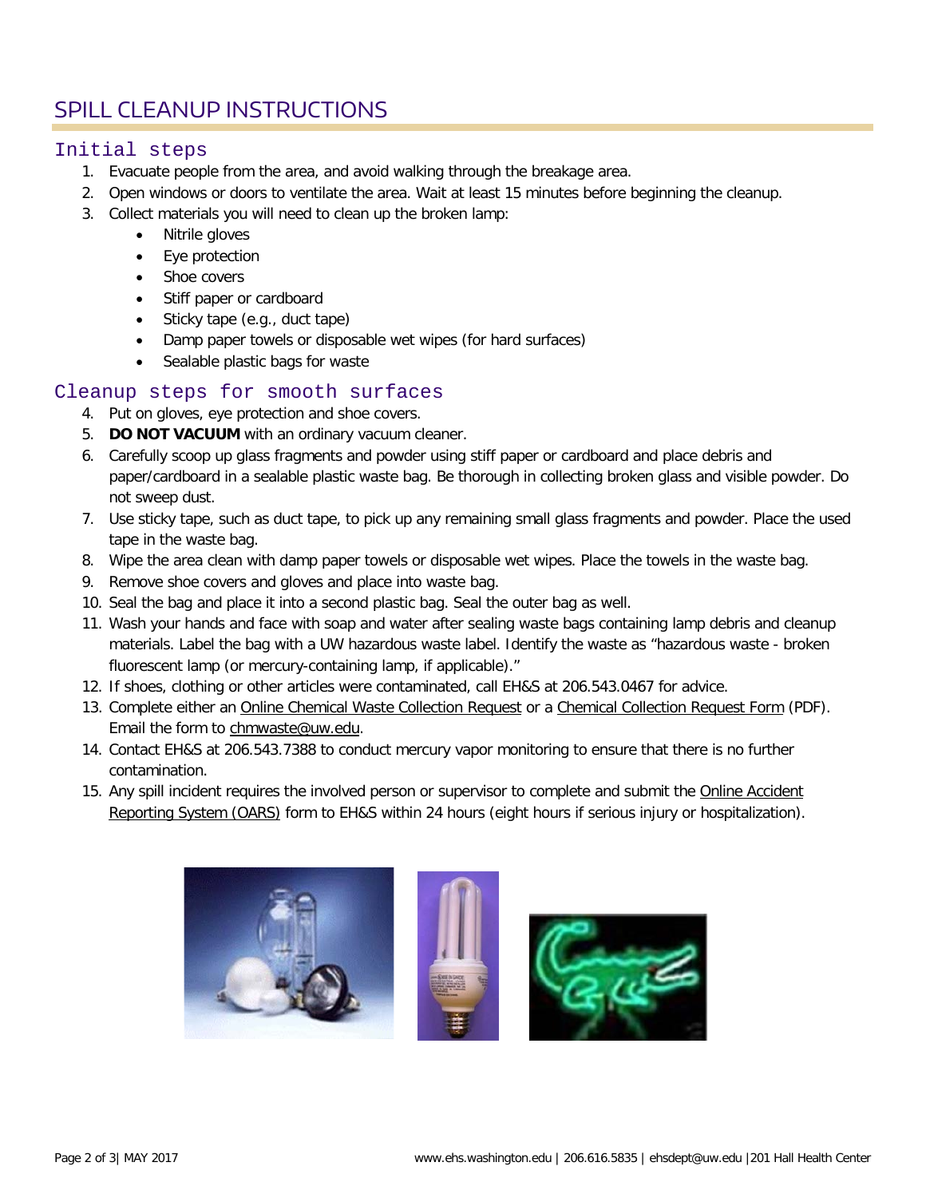# SPILL CLEANUP INSTRUCTIONS

## Initial steps

1. Evacuate people from the area, and avoid walking through the breakage area.
2. Open windows or doors to ventilate the area. Wait at least 15 minutes before beginning the cleanup.
3. Collect materials you will need to clean up the broken lamp:
   - Nitrile gloves
   - Eye protection
   - Shoe covers
   - Stiff paper or cardboard
   - Sticky tape (e.g., duct tape)
   - Damp paper towels or disposable wet wipes (for hard surfaces)
   - Sealable plastic bags for waste

## Cleanup steps for smooth surfaces

4. Put on gloves, eye protection and shoe covers.
5. **DO NOT VACUUM** with an ordinary vacuum cleaner.
6. Carefully scoop up glass fragments and powder using stiff paper or cardboard and place debris and paper/cardboard in a sealable plastic waste bag. Be thorough in collecting broken glass and visible powder. Do not sweep dust.
7. Use sticky tape, such as duct tape, to pick up any remaining small glass fragments and powder. Place the used tape in the waste bag.
8. Wipe the area clean with damp paper towels or disposable wet wipes. Place the towels in the waste bag.
9. Remove shoe covers and gloves and place into waste bag.
10. Seal the bag and place it into a second plastic bag. Seal the outer bag as well.
11. Wash your hands and face with soap and water after sealing waste bags containing lamp debris and cleanup materials. Label the bag with a UW hazardous waste label. Identify the waste as "hazardous waste - broken fluorescent lamp (or mercury-containing lamp, if applicable)."
12. If shoes, clothing or other articles were contaminated, call EH&S at 206.543.0467 for advice.
13. Complete either an Online Chemical Waste Collection Request or a Chemical Collection Request Form (PDF). Email the form to chmwaste@uw.edu.
14. Contact EH&S at 206.543.7388 to conduct mercury vapor monitoring to ensure that there is no further contamination.
15. Any spill incident requires the involved person or supervisor to complete and submit the Online Accident Reporting System (OARS) form to EH&S within 24 hours (eight hours if serious injury or hospitalization).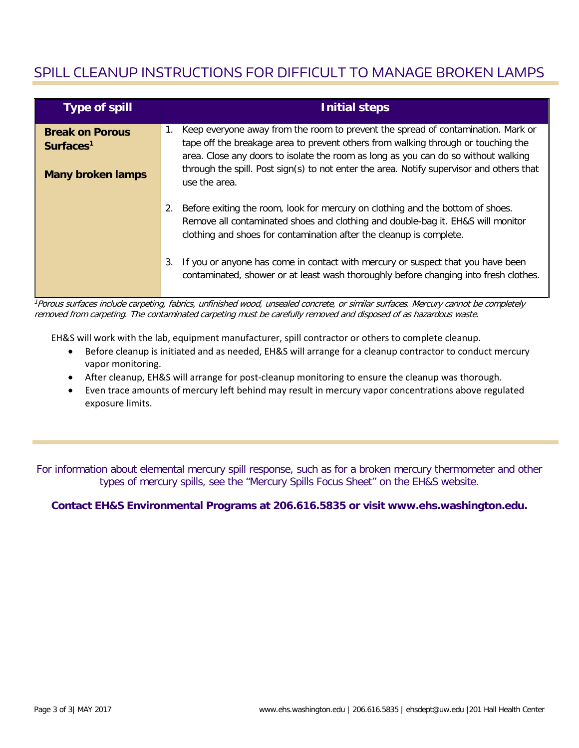## SPILL CLEANUP INSTRUCTIONS FOR DIFFICULT TO MANAGE BROKEN LAMPS

| Type of spill | Initial steps |
|---|---|
| **Break on Porous Surfaces[1]**<br><br>**Many broken lamps** | 1. Keep everyone away from the room to prevent the spread of contamination. Mark or tape off the breakage area to prevent others from walking through or touching the area. Close any doors to isolate the room as long as you can do so without walking through the spill. Post sign(s) to not enter the area. Notify supervisor and others that use the area.<br><br>2. Before exiting the room, look for mercury on clothing and the bottom of shoes. Remove all contaminated shoes and clothing and double-bag it. EH&S will monitor clothing and shoes for contamination after the cleanup is complete.<br><br>3. If you or anyone has come in contact with mercury or suspect that you have been contaminated, shower or at least wash thoroughly before changing into fresh clothes. |

*[1]Porous surfaces include carpeting, fabrics, unfinished wood, unsealed concrete, or similar surfaces. Mercury cannot be completely removed from carpeting. The contaminated carpeting must be carefully removed and disposed of as hazardous waste.*

EH&S will work with the lab, equipment manufacturer, spill contractor or others to complete cleanup.

- Before cleanup is initiated and as needed, EH&S will arrange for a cleanup contractor to conduct mercury vapor monitoring.
- After cleanup, EH&S will arrange for post-cleanup monitoring to ensure the cleanup was thorough.
- Even trace amounts of mercury left behind may result in mercury vapor concentrations above regulated exposure limits.

For information about elemental mercury spill response, such as for a broken mercury thermometer and other types of mercury spills, see the "Mercury Spills Focus Sheet" on the EH&S website.

**Contact EH&S Environmental Programs at 206.616.5835 or visit www.ehs.washington.edu.**